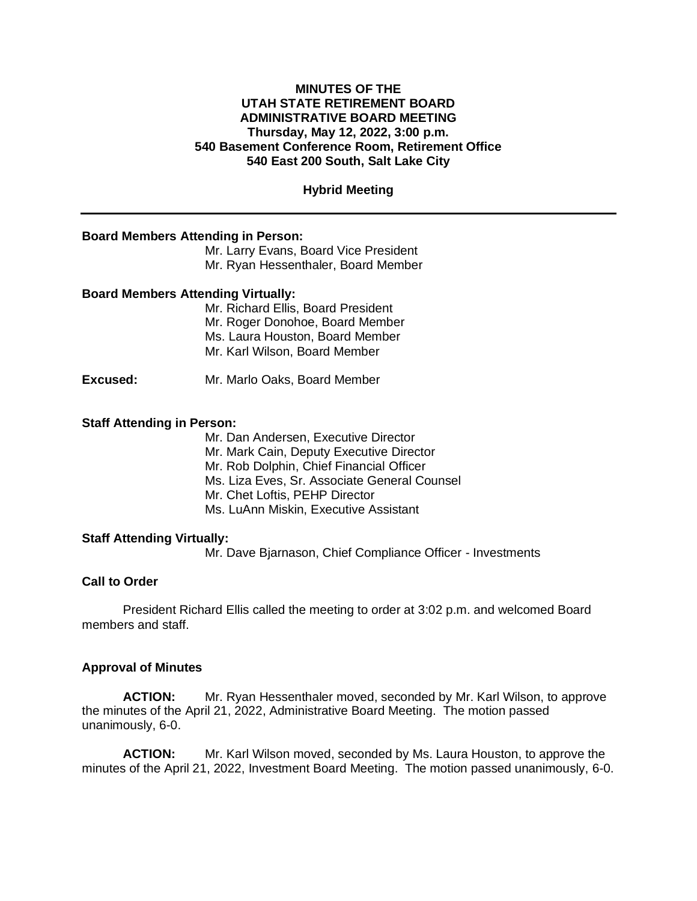**MINUTES OF THE**
**UTAH STATE RETIREMENT BOARD**
**ADMINISTRATIVE BOARD MEETING**
**Thursday, May 12, 2022, 3:00 p.m.**
**540 Basement Conference Room, Retirement Office**
**540 East 200 South, Salt Lake City**

**Hybrid Meeting**

---

**Board Members Attending in Person:**

Mr. Larry Evans, Board Vice President
Mr. Ryan Hessenthaler, Board Member

**Board Members Attending Virtually:**

Mr. Richard Ellis, Board President
Mr. Roger Donohoe, Board Member
Ms. Laura Houston, Board Member
Mr. Karl Wilson, Board Member

**Excused:** Mr. Marlo Oaks, Board Member

**Staff Attending in Person:**

Mr. Dan Andersen, Executive Director
Mr. Mark Cain, Deputy Executive Director
Mr. Rob Dolphin, Chief Financial Officer
Ms. Liza Eves, Sr. Associate General Counsel
Mr. Chet Loftis, PEHP Director
Ms. LuAnn Miskin, Executive Assistant

**Staff Attending Virtually:**

Mr. Dave Bjarnason, Chief Compliance Officer - Investments

**Call to Order**

President Richard Ellis called the meeting to order at 3:02 p.m. and welcomed Board members and staff.

**Approval of Minutes**

**ACTION:** Mr. Ryan Hessenthaler moved, seconded by Mr. Karl Wilson, to approve the minutes of the April 21, 2022, Administrative Board Meeting. The motion passed unanimously, 6-0.

**ACTION:** Mr. Karl Wilson moved, seconded by Ms. Laura Houston, to approve the minutes of the April 21, 2022, Investment Board Meeting. The motion passed unanimously, 6-0.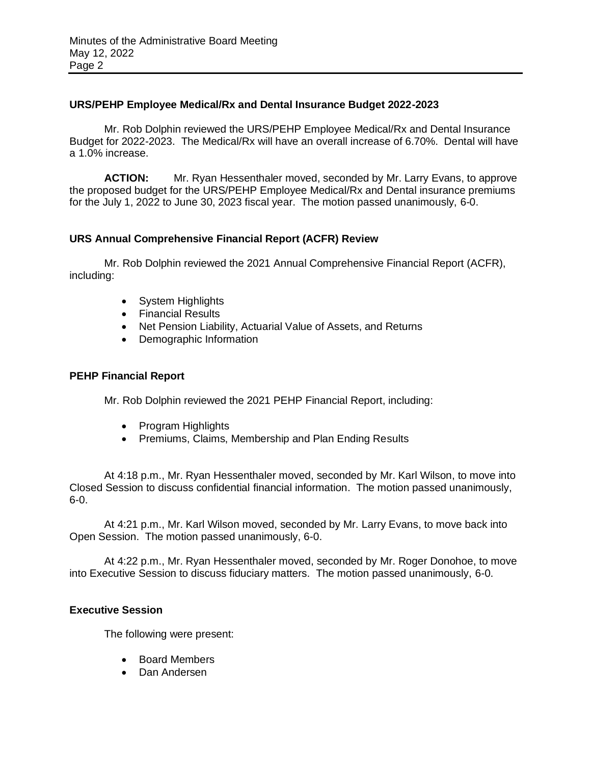### URS/PEHP Employee Medical/Rx and Dental Insurance Budget 2022-2023

Mr. Rob Dolphin reviewed the URS/PEHP Employee Medical/Rx and Dental Insurance Budget for 2022-2023. The Medical/Rx will have an overall increase of 6.70%. Dental will have a 1.0% increase.

**ACTION:** Mr. Ryan Hessenthaler moved, seconded by Mr. Larry Evans, to approve the proposed budget for the URS/PEHP Employee Medical/Rx and Dental insurance premiums for the July 1, 2022 to June 30, 2023 fiscal year. The motion passed unanimously, 6-0.

### URS Annual Comprehensive Financial Report (ACFR) Review

Mr. Rob Dolphin reviewed the 2021 Annual Comprehensive Financial Report (ACFR), including:

- System Highlights
- Financial Results
- Net Pension Liability, Actuarial Value of Assets, and Returns
- Demographic Information

### PEHP Financial Report

Mr. Rob Dolphin reviewed the 2021 PEHP Financial Report, including:

- Program Highlights
- Premiums, Claims, Membership and Plan Ending Results

At 4:18 p.m., Mr. Ryan Hessenthaler moved, seconded by Mr. Karl Wilson, to move into Closed Session to discuss confidential financial information. The motion passed unanimously, 6-0.

At 4:21 p.m., Mr. Karl Wilson moved, seconded by Mr. Larry Evans, to move back into Open Session. The motion passed unanimously, 6-0.

At 4:22 p.m., Mr. Ryan Hessenthaler moved, seconded by Mr. Roger Donohoe, to move into Executive Session to discuss fiduciary matters. The motion passed unanimously, 6-0.

### Executive Session

The following were present:

- Board Members
- Dan Andersen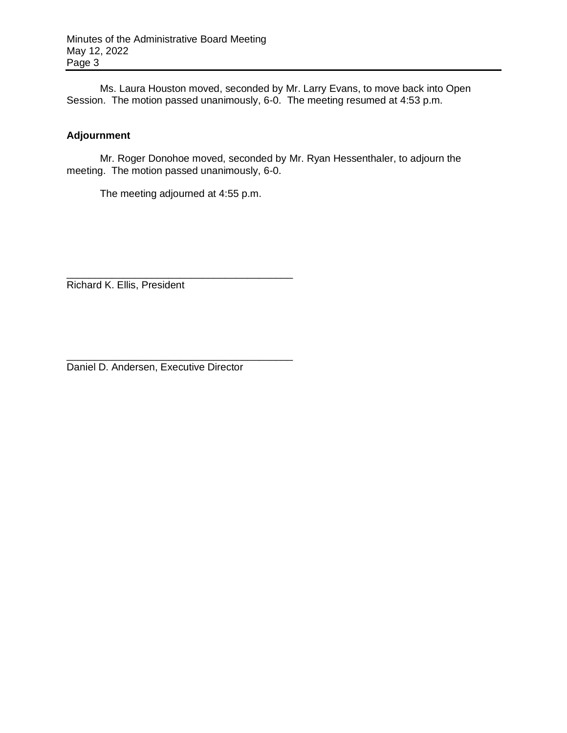Ms. Laura Houston moved, seconded by Mr. Larry Evans, to move back into Open Session. The motion passed unanimously, 6-0. The meeting resumed at 4:53 p.m.

### Adjournment

Mr. Roger Donohoe moved, seconded by Mr. Ryan Hessenthaler, to adjourn the meeting. The motion passed unanimously, 6-0.

The meeting adjourned at 4:55 p.m.

\_\_\_\_\_\_\_\_\_\_\_\_\_\_\_\_\_\_\_\_\_\_\_\_\_\_\_\_\_\_\_\_\_\_\_\_\_\_\_\_\_\_

Richard K. Ellis, President

\_\_\_\_\_\_\_\_\_\_\_\_\_\_\_\_\_\_\_\_\_\_\_\_\_\_\_\_\_\_\_\_\_\_\_\_\_\_\_\_\_\_

Daniel D. Andersen, Executive Director